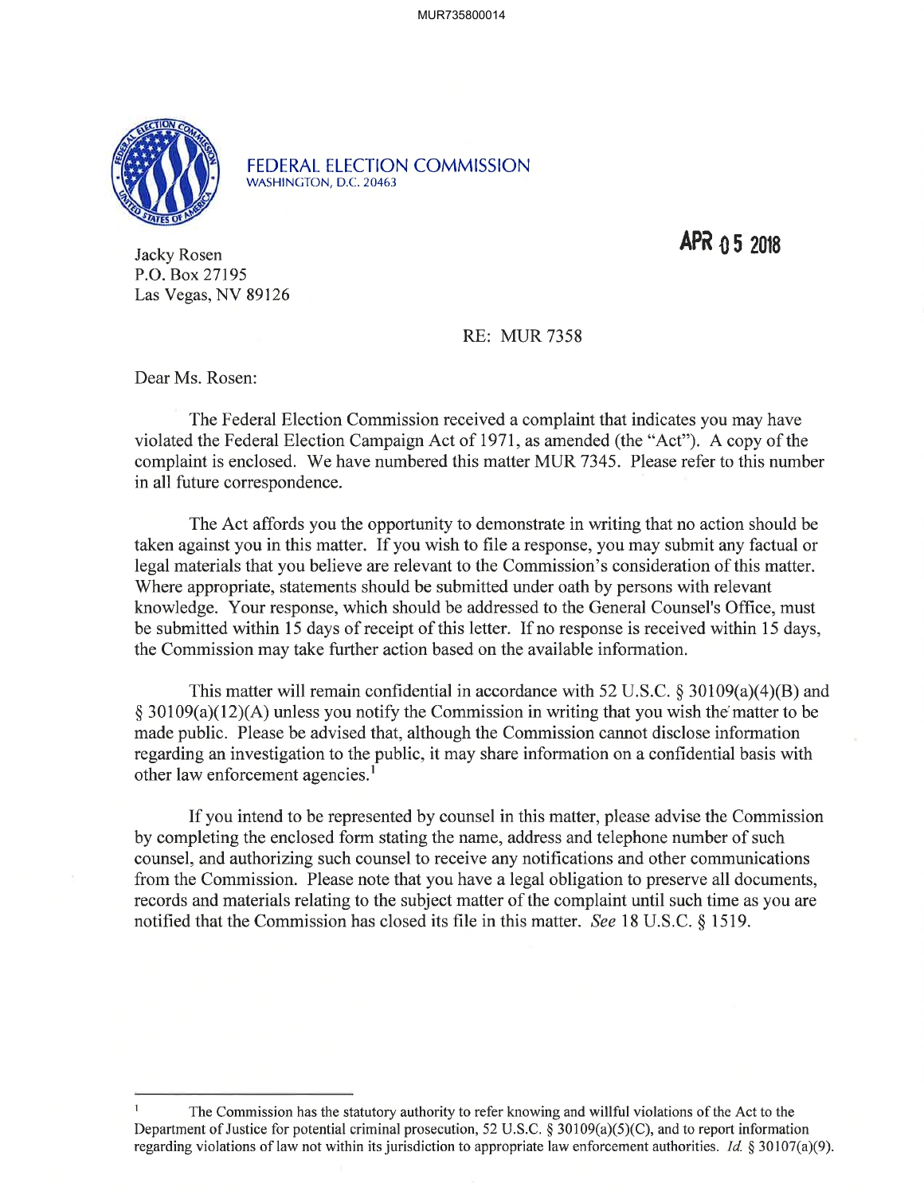FEDERAL ELECTION COMMISSION
WASHINGTON, D.C. 20463

APR 05 2018

Jacky Rosen
P.O. Box 27195
Las Vegas, NV 89126

RE: MUR 7358

Dear Ms. Rosen:

The Federal Election Commission received a complaint that indicates you may have violated the Federal Election Campaign Act of 1971, as amended (the "Act"). A copy of the complaint is enclosed. We have numbered this matter MUR 7345. Please refer to this number in all future correspondence.

The Act affords you the opportunity to demonstrate in writing that no action should be taken against you in this matter. If you wish to file a response, you may submit any factual or legal materials that you believe are relevant to the Commission's consideration of this matter. Where appropriate, statements should be submitted under oath by persons with relevant knowledge. Your response, which should be addressed to the General Counsel's Office, must be submitted within 15 days of receipt of this letter. If no response is received within 15 days, the Commission may take further action based on the available information.

This matter will remain confidential in accordance with 52 U.S.C. § 30109(a)(4)(B) and § 30109(a)(12)(A) unless you notify the Commission in writing that you wish the matter to be made public. Please be advised that, although the Commission cannot disclose information regarding an investigation to the public, it may share information on a confidential basis with other law enforcement agencies.[1]

If you intend to be represented by counsel in this matter, please advise the Commission by completing the enclosed form stating the name, address and telephone number of such counsel, and authorizing such counsel to receive any notifications and other communications from the Commission. Please note that you have a legal obligation to preserve all documents, records and materials relating to the subject matter of the complaint until such time as you are notified that the Commission has closed its file in this matter. *See* 18 U.S.C. § 1519.

---

[1] The Commission has the statutory authority to refer knowing and willful violations of the Act to the Department of Justice for potential criminal prosecution, 52 U.S.C. § 30109(a)(5)(C), and to report information regarding violations of law not within its jurisdiction to appropriate law enforcement authorities. *Id.* § 30107(a)(9).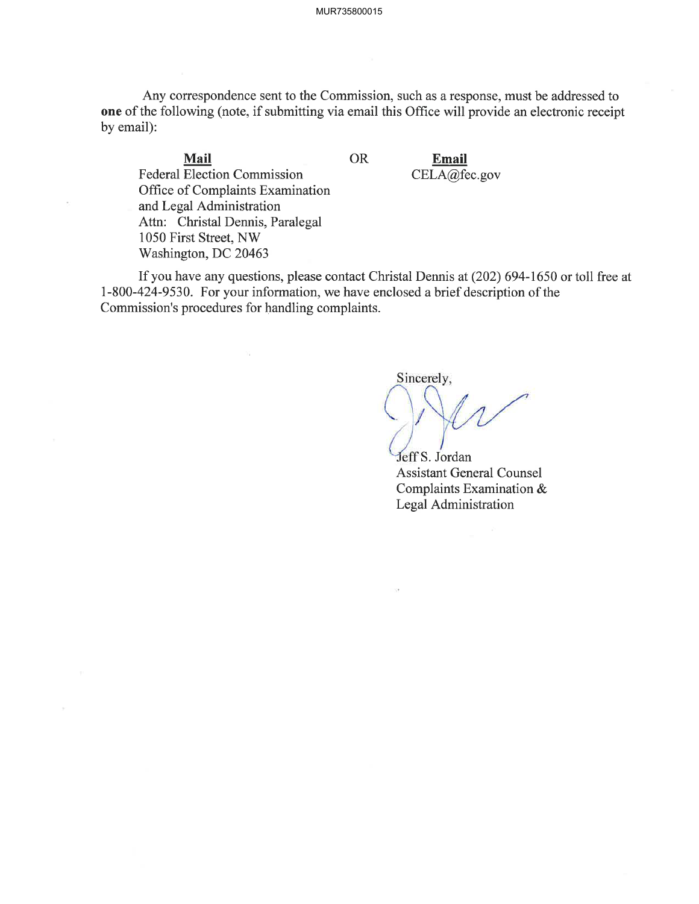Any correspondence sent to the Commission, such as a response, must be addressed to **one** of the following (note, if submitting via email this Office will provide an electronic receipt by email):

**Mail**
Federal Election Commission
Office of Complaints Examination
and Legal Administration
Attn: Christal Dennis, Paralegal
1050 First Street, NW
Washington, DC 20463

OR

**Email**
CELA@fec.gov

If you have any questions, please contact Christal Dennis at (202) 694-1650 or toll free at 1-800-424-9530. For your information, we have enclosed a brief description of the Commission's procedures for handling complaints.

Sincerely,

Jeff S. Jordan
Assistant General Counsel
Complaints Examination &
Legal Administration